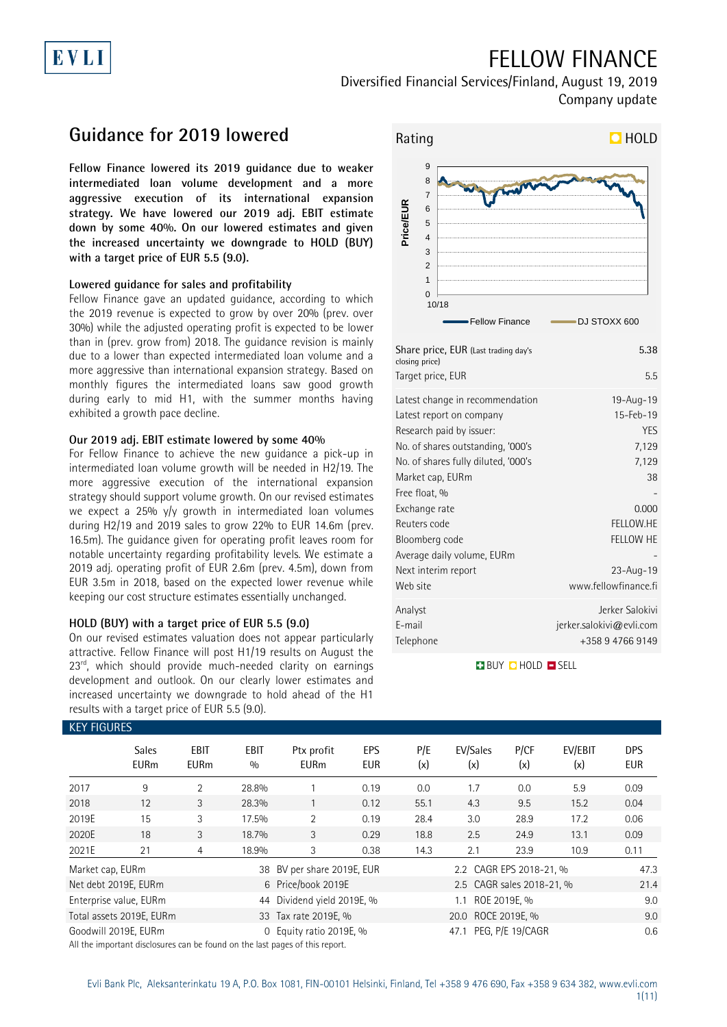EVLI

# FELLOW FINANCE

Diversified Financial Services/Finland, August 19, 2019

Company update

## Guidance for 2019 lowered

**Fellow Finance lowered its 2019 guidance due to weaker intermediated loan volume development and a more aggressive execution of its international expansion strategy. We have lowered our 2019 adj. EBIT estimate down by some 40%. On our lowered estimates and given the increased uncertainty we downgrade to HOLD (BUY) with a target price of EUR 5.5 (9.0).**

### Lowered guidance for sales and profitability

Fellow Finance gave an updated guidance, according to which the 2019 revenue is expected to grow by over 20% (prev. over 30%) while the adjusted operating profit is expected to be lower than in (prev. grow from) 2018. The guidance revision is mainly due to a lower than expected intermediated loan volume and a more aggressive than international expansion strategy. Based on monthly figures the intermediated loans saw good growth during early to mid H1, with the summer months having exhibited a growth pace decline.

### Our 2019 adj. EBIT estimate lowered by some 40%

For Fellow Finance to achieve the new guidance a pick-up in intermediated loan volume growth will be needed in H2/19. The more aggressive execution of the international expansion strategy should support volume growth. On our revised estimates we expect a 25% y/y growth in intermediated loan volumes during H2/19 and 2019 sales to grow 22% to EUR 14.6m (prev. 16.5m). The guidance given for operating profit leaves room for notable uncertainty regarding profitability levels. We estimate a 2019 adj. operating profit of EUR 2.6m (prev. 4.5m), down from EUR 3.5m in 2018, based on the expected lower revenue while keeping our cost structure estimates essentially unchanged.

### HOLD (BUY) with a target price of EUR 5.5 (9.0)

On our revised estimates valuation does not appear particularly attractive. Fellow Finance will post H1/19 results on August the 23rd, which should provide much-needed clarity on earnings development and outlook. On our clearly lower estimates and increased uncertainty we downgrade to hold ahead of the H1 results with a target price of EUR 5.5 (9.0).

**Rating: HOLD**

| | |
|---|---|
| Share price, EUR (Last trading day's closing price) | 5.38 |
| Target price, EUR | 5.5 |
| Latest change in recommendation | 19-Aug-19 |
| Latest report on company | 15-Feb-19 |
| Research paid by issuer: | YES |
| No. of shares outstanding, '000's | 7,129 |
| No. of shares fully diluted, '000's | 7,129 |
| Market cap, EURm | 38 |
| Free float, % | - |
| Exchange rate | 0.000 |
| Reuters code | FELLOW.HE |
| Bloomberg code | FELLOW HE |
| Average daily volume, EURm | - |
| Next interim report | 23-Aug-19 |
| Web site | www.fellowfinance.fi |
| Analyst | Jerker Salokivi |
| E-mail | jerker.salokivi@evli.com |
| Telephone | +358 9 4766 9149 |

BUY / HOLD / SELL

### KEY FIGURES

| | Sales EURm | EBIT EURm | EBIT % | Ptx profit EURm | EPS EUR | P/E (x) | EV/Sales (x) | P/CF (x) | EV/EBIT (x) | DPS EUR |
|---|---|---|---|---|---|---|---|---|---|---|
| 2017 | 9 | 2 | 28.8% | 1 | 0.19 | 0.0 | 1.7 | 0.0 | 5.9 | 0.09 |
| 2018 | 12 | 3 | 28.3% | 1 | 0.12 | 55.1 | 4.3 | 9.5 | 15.2 | 0.04 |
| 2019E | 15 | 3 | 17.5% | 2 | 0.19 | 28.4 | 3.0 | 28.9 | 17.2 | 0.06 |
| 2020E | 18 | 3 | 18.7% | 3 | 0.29 | 18.8 | 2.5 | 24.9 | 13.1 | 0.09 |
| 2021E | 21 | 4 | 18.9% | 3 | 0.38 | 14.3 | 2.1 | 23.9 | 10.9 | 0.11 |

| | | | | | |
|---|---|---|---|---|---|
| Market cap, EURm | 38 | BV per share 2019E, EUR | 2.2 | CAGR EPS 2018-21, % | 47.3 |
| Net debt 2019E, EURm | 6 | Price/book 2019E | 2.5 | CAGR sales 2018-21, % | 21.4 |
| Enterprise value, EURm | 44 | Dividend yield 2019E, % | 1.1 | ROE 2019E, % | 9.0 |
| Total assets 2019E, EURm | 33 | Tax rate 2019E, % | 20.0 | ROCE 2019E, % | 9.0 |
| Goodwill 2019E, EURm | 0 | Equity ratio 2019E, % | 47.1 | PEG, P/E 19/CAGR | 0.6 |

All the important disclosures can be found on the last pages of this report.

Evli Bank Plc, Aleksanterinkatu 19 A, P.O. Box 1081, FIN-00101 Helsinki, Finland, Tel +358 9 476 690, Fax +358 9 634 382, www.evli.com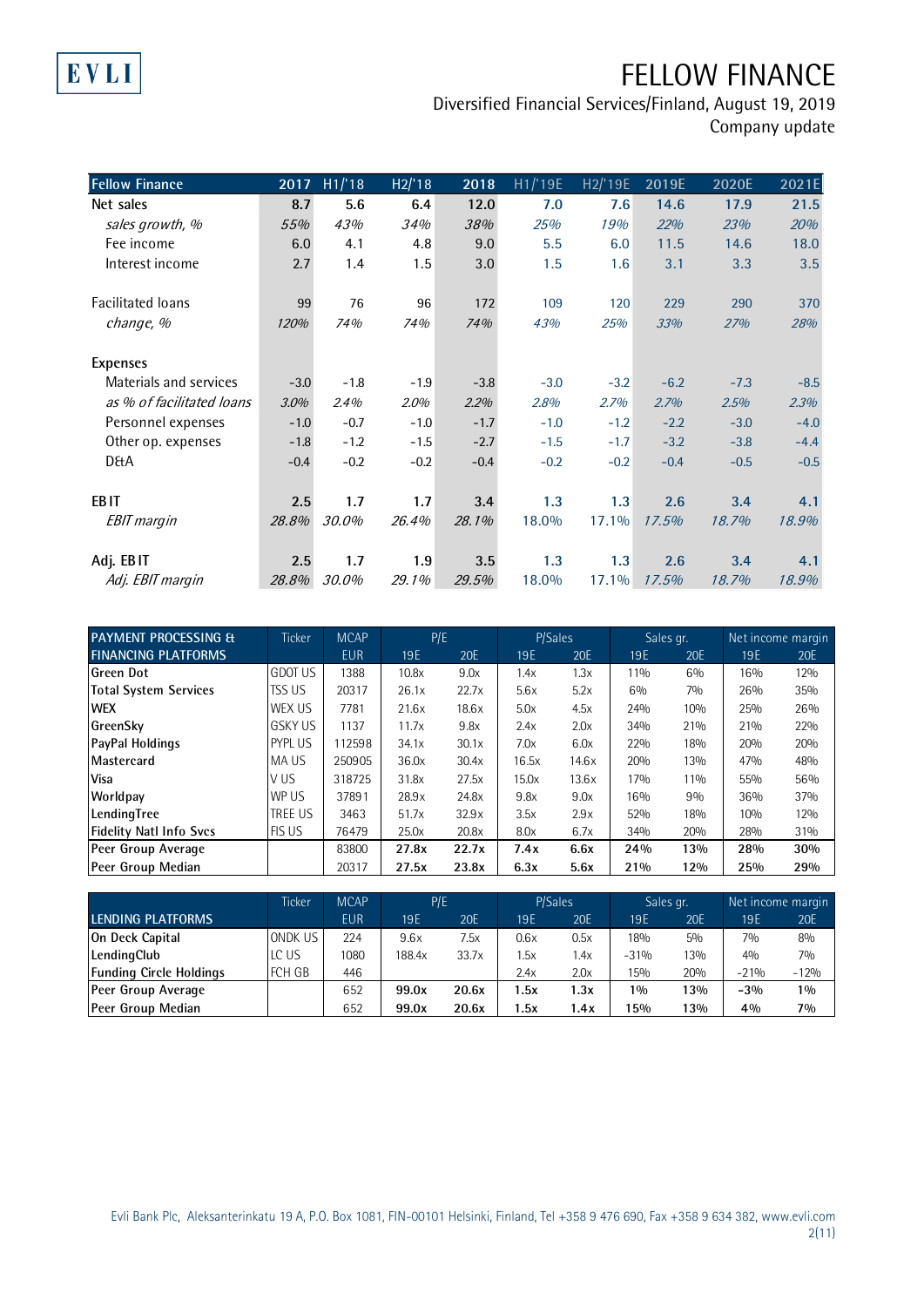| Fellow Finance | 2017 | H1/'18 | H2/'18 | 2018 | H1/'19E | H2/'19E | 2019E | 2020E | 2021E |
|---|---|---|---|---|---|---|---|---|---|
| **Net sales** | **8.7** | **5.6** | **6.4** | **12.0** | **7.0** | **7.6** | **14.6** | **17.9** | **21.5** |
| *sales growth, %* | *55%* | *43%* | *34%* | *38%* | *25%* | *19%* | *22%* | *23%* | *20%* |
| Fee income | 6.0 | 4.1 | 4.8 | 9.0 | 5.5 | 6.0 | 11.5 | 14.6 | 18.0 |
| Interest income | 2.7 | 1.4 | 1.5 | 3.0 | 1.5 | 1.6 | 3.1 | 3.3 | 3.5 |
| | | | | | | | | | |
| Facilitated loans | 99 | 76 | 96 | 172 | 109 | 120 | 229 | 290 | 370 |
| *change, %* | *120%* | *74%* | *74%* | *74%* | *43%* | *25%* | *33%* | *27%* | *28%* |
| | | | | | | | | | |
| Expenses | | | | | | | | | |
| Materials and services | -3.0 | -1.8 | -1.9 | -3.8 | -3.0 | -3.2 | -6.2 | -7.3 | -8.5 |
| *as % of facilitated loans* | *3.0%* | *2.4%* | *2.0%* | *2.2%* | *2.8%* | *2.7%* | *2.7%* | *2.5%* | *2.3%* |
| Personnel expenses | -1.0 | -0.7 | -1.0 | -1.7 | -1.0 | -1.2 | -2.2 | -3.0 | -4.0 |
| Other op. expenses | -1.8 | -1.2 | -1.5 | -2.7 | -1.5 | -1.7 | -3.2 | -3.8 | -4.4 |
| D&A | -0.4 | -0.2 | -0.2 | -0.4 | -0.2 | -0.2 | -0.4 | -0.5 | -0.5 |
| | | | | | | | | | |
| **EBIT** | **2.5** | **1.7** | **1.7** | **3.4** | **1.3** | **1.3** | **2.6** | **3.4** | **4.1** |
| *EBIT margin* | *28.8%* | *30.0%* | *26.4%* | *28.1%* | 18.0% | 17.1% | *17.5%* | *18.7%* | *18.9%* |
| | | | | | | | | | |
| **Adj. EBIT** | **2.5** | **1.7** | **1.9** | **3.5** | **1.3** | **1.3** | **2.6** | **3.4** | **4.1** |
| *Adj. EBIT margin* | *28.8%* | *30.0%* | *29.1%* | *29.5%* | 18.0% | 17.1% | *17.5%* | *18.7%* | *18.9%* |

| PAYMENT PROCESSING & FINANCING PLATFORMS | Ticker | MCAP EUR | P/E 19E | P/E 20E | P/Sales 19E | P/Sales 20E | Sales gr. 19E | Sales gr. 20E | Net income margin 19E | Net income margin 20E |
|---|---|---|---|---|---|---|---|---|---|---|
| **Green Dot** | GDOT US | 1388 | 10.8x | 9.0x | 1.4x | 1.3x | 11% | 6% | 16% | 12% |
| **Total System Services** | TSS US | 20317 | 26.1x | 22.7x | 5.6x | 5.2x | 6% | 7% | 26% | 35% |
| **WEX** | WEX US | 7781 | 21.6x | 18.6x | 5.0x | 4.5x | 24% | 10% | 25% | 26% |
| **GreenSky** | GSKY US | 1137 | 11.7x | 9.8x | 2.4x | 2.0x | 34% | 21% | 21% | 22% |
| **PayPal Holdings** | PYPL US | 112598 | 34.1x | 30.1x | 7.0x | 6.0x | 22% | 18% | 20% | 20% |
| **Mastercard** | MA US | 250905 | 36.0x | 30.4x | 16.5x | 14.6x | 20% | 13% | 47% | 48% |
| **Visa** | V US | 318725 | 31.8x | 27.5x | 15.0x | 13.6x | 17% | 11% | 55% | 56% |
| **Worldpay** | WP US | 37891 | 28.9x | 24.8x | 9.8x | 9.0x | 16% | 9% | 36% | 37% |
| **LendingTree** | TREE US | 3463 | 51.7x | 32.9x | 3.5x | 2.9x | 52% | 18% | 10% | 12% |
| **Fidelity Natl Info Svcs** | FIS US | 76479 | 25.0x | 20.8x | 8.0x | 6.7x | 34% | 20% | 28% | 31% |
| **Peer Group Average** | | 83800 | **27.8x** | **22.7x** | **7.4x** | **6.6x** | **24%** | **13%** | **28%** | **30%** |
| **Peer Group Median** | | 20317 | **27.5x** | **23.8x** | **6.3x** | **5.6x** | **21%** | **12%** | **25%** | **29%** |

| LENDING PLATFORMS | Ticker | MCAP EUR | P/E 19E | P/E 20E | P/Sales 19E | P/Sales 20E | Sales gr. 19E | Sales gr. 20E | Net income margin 19E | Net income margin 20E |
|---|---|---|---|---|---|---|---|---|---|---|
| **On Deck Capital** | ONDK US | 224 | 9.6x | 7.5x | 0.6x | 0.5x | 18% | 5% | 7% | 8% |
| **LendingClub** | LC US | 1080 | 188.4x | 33.7x | 1.5x | 1.4x | -31% | 13% | 4% | 7% |
| **Funding Circle Holdings** | FCH GB | 446 | | | 2.4x | 2.0x | 15% | 20% | -21% | -12% |
| **Peer Group Average** | | 652 | **99.0x** | **20.6x** | **1.5x** | **1.3x** | 1% | 13% | -3% | 1% |
| **Peer Group Median** | | 652 | **99.0x** | **20.6x** | **1.5x** | **1.4x** | **15%** | **13%** | **4%** | **7%** |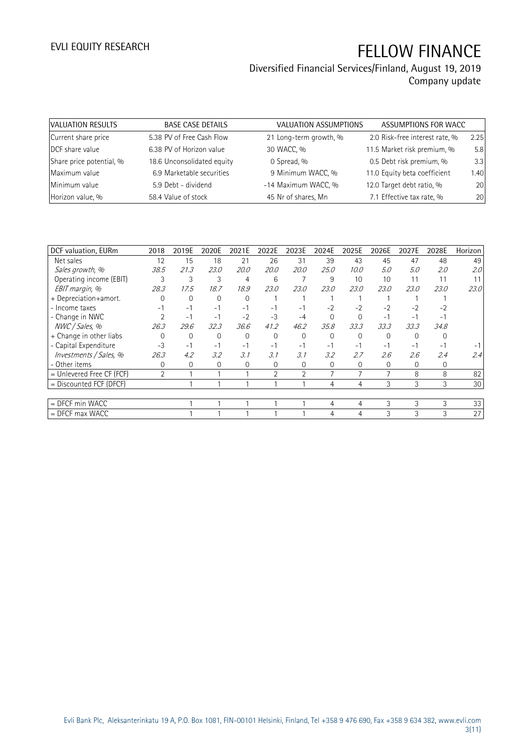# FELLOW FINANCE

Diversified Financial Services/Finland, August 19, 2019
Company update

| VALUATION RESULTS | | BASE CASE DETAILS | | VALUATION ASSUMPTIONS | | ASSUMPTIONS FOR WACC | |
|---|---|---|---|---|---|---|---|
| Current share price | 5.38 | PV of Free Cash Flow | 21 | Long-term growth, % | 2.0 | Risk-free interest rate, % | 2.25 |
| DCF share value | 6.38 | PV of Horizon value | 30 | WACC, % | 11.5 | Market risk premium, % | 5.8 |
| Share price potential, % | 18.6 | Unconsolidated equity | 0 | Spread, % | 0.5 | Debt risk premium, % | 3.3 |
| Maximum value | 6.9 | Marketable securities | 9 | Minimum WACC, % | 11.0 | Equity beta coefficient | 1.40 |
| Minimum value | 5.9 | Debt - dividend | -14 | Maximum WACC, % | 12.0 | Target debt ratio, % | 20 |
| Horizon value, % | 58.4 | Value of stock | 45 | Nr of shares, Mn | 7.1 | Effective tax rate, % | 20 |

| DCF valuation, EURm | 2018 | 2019E | 2020E | 2021E | 2022E | 2023E | 2024E | 2025E | 2026E | 2027E | 2028E | Horizon |
|---|---|---|---|---|---|---|---|---|---|---|---|---|
| Net sales | 12 | 15 | 18 | 21 | 26 | 31 | 39 | 43 | 45 | 47 | 48 | 49 |
| *Sales growth, %* | *38.5* | *21.3* | *23.0* | *20.0* | *20.0* | *20.0* | *25.0* | *10.0* | *5.0* | *5.0* | *2.0* | *2.0* |
| Operating income (EBIT) | 3 | 3 | 3 | 4 | 6 | 7 | 9 | 10 | 10 | 11 | 11 | 11 |
| *EBIT margin, %* | *28.3* | *17.5* | *18.7* | *18.9* | *23.0* | *23.0* | *23.0* | *23.0* | *23.0* | *23.0* | *23.0* | *23.0* |
| + Depreciation+amort. | 0 | 0 | 0 | 0 | 1 | 1 | 1 | 1 | 1 | 1 | 1 | |
| - Income taxes | -1 | -1 | -1 | -1 | -1 | -1 | -2 | -2 | -2 | -2 | -2 | |
| - Change in NWC | 2 | -1 | -1 | -2 | -3 | -4 | 0 | 0 | -1 | -1 | -1 | |
| *NWC / Sales, %* | *26.3* | *29.6* | *32.3* | *36.6* | *41.2* | *46.2* | *35.8* | *33.3* | *33.3* | *33.3* | *34.8* | |
| + Change in other liabs | 0 | 0 | 0 | 0 | 0 | 0 | 0 | 0 | 0 | 0 | 0 | |
| - Capital Expenditure | -3 | -1 | -1 | -1 | -1 | -1 | -1 | -1 | -1 | -1 | -1 | -1 |
| *Investments / Sales, %* | *26.3* | *4.2* | *3.2* | *3.1* | *3.1* | *3.1* | *3.2* | *2.7* | *2.6* | *2.6* | *2.4* | *2.4* |
| - Other items | 0 | 0 | 0 | 0 | 0 | 0 | 0 | 0 | 0 | 0 | 0 | |
| = Unlevered Free CF (FCF) | 2 | 1 | 1 | 1 | 2 | 2 | 7 | 7 | 7 | 8 | 8 | 82 |
| = Discounted FCF (DFCF) | | 1 | 1 | 1 | 1 | 1 | 4 | 4 | 3 | 3 | 3 | 30 |
| | | | | | | | | | | | | |
| = DFCF min WACC | | 1 | 1 | 1 | 1 | 1 | 4 | 4 | 3 | 3 | 3 | 33 |
| = DFCF max WACC | | 1 | 1 | 1 | 1 | 1 | 4 | 4 | 3 | 3 | 3 | 27 |

Evli Bank Plc, Aleksanterinkatu 19 A, P.O. Box 1081, FIN-00101 Helsinki, Finland, Tel +358 9 476 690, Fax +358 9 634 382, www.evli.com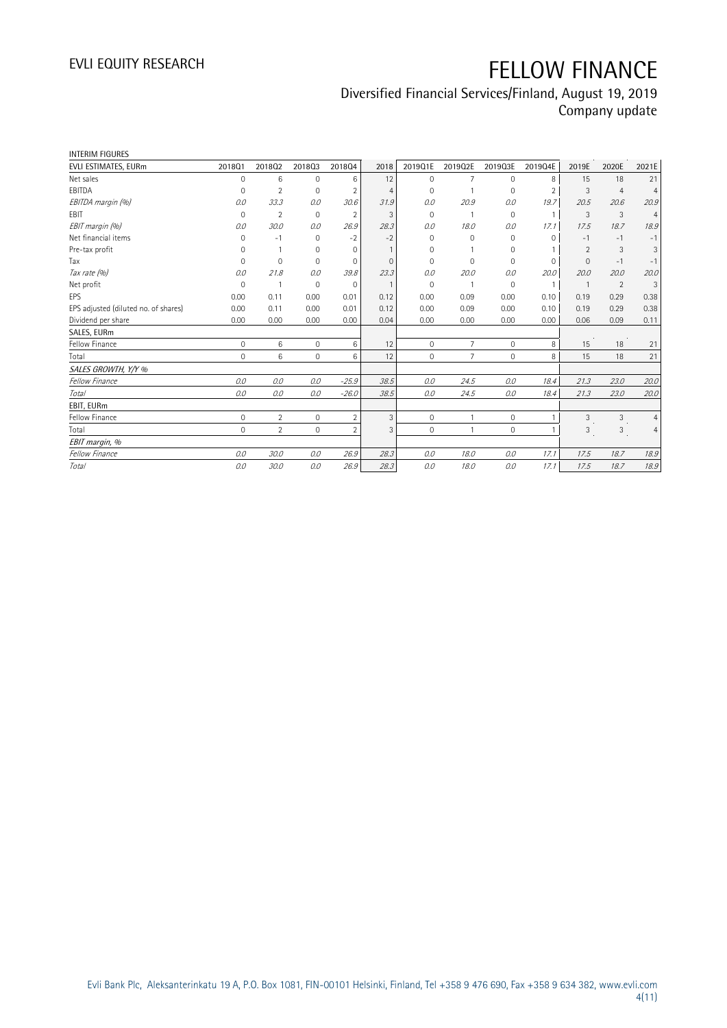INTERIM FIGURES

| EVLI ESTIMATES, EURm | 2018Q1 | 2018Q2 | 2018Q3 | 2018Q4 | 2018 | 2019Q1E | 2019Q2E | 2019Q3E | 2019Q4E | 2019E | 2020E | 2021E |
|---|---|---|---|---|---|---|---|---|---|---|---|---|
| Net sales | 0 | 6 | 0 | 6 | 12 | 0 | 7 | 0 | 8 | 15 | 18 | 21 |
| EBITDA | 0 | 2 | 0 | 2 | 4 | 0 | 1 | 0 | 2 | 3 | 4 | 4 |
| *EBITDA margin (%)* | *0.0* | *33.3* | *0.0* | *30.6* | *31.9* | *0.0* | *20.9* | *0.0* | *19.7* | *20.5* | *20.6* | *20.9* |
| EBIT | 0 | 2 | 0 | 2 | 3 | 0 | 1 | 0 | 1 | 3 | 3 | 4 |
| *EBIT margin (%)* | *0.0* | *30.0* | *0.0* | *26.9* | *28.3* | *0.0* | *18.0* | *0.0* | *17.1* | *17.5* | *18.7* | *18.9* |
| Net financial items | 0 | -1 | 0 | -2 | -2 | 0 | 0 | 0 | 0 | -1 | -1 | -1 |
| Pre-tax profit | 0 | 1 | 0 | 0 | 1 | 0 | 1 | 0 | 1 | 2 | 3 | 3 |
| Tax | 0 | 0 | 0 | 0 | 0 | 0 | 0 | 0 | 0 | 0 | -1 | -1 |
| *Tax rate (%)* | *0.0* | *21.8* | *0.0* | *39.8* | *23.3* | *0.0* | *20.0* | *0.0* | *20.0* | *20.0* | *20.0* | *20.0* |
| Net profit | 0 | 1 | 0 | 0 | 1 | 0 | 1 | 0 | 1 | 1 | 2 | 3 |
| EPS | 0.00 | 0.11 | 0.00 | 0.01 | 0.12 | 0.00 | 0.09 | 0.00 | 0.10 | 0.19 | 0.29 | 0.38 |
| EPS adjusted (diluted no. of shares) | 0.00 | 0.11 | 0.00 | 0.01 | 0.12 | 0.00 | 0.09 | 0.00 | 0.10 | 0.19 | 0.29 | 0.38 |
| Dividend per share | 0.00 | 0.00 | 0.00 | 0.00 | 0.04 | 0.00 | 0.00 | 0.00 | 0.00 | 0.06 | 0.09 | 0.11 |
| SALES, EURm | | | | | | | | | | | | |
| Fellow Finance | 0 | 6 | 0 | 6 | 12 | 0 | 7 | 0 | 8 | 15 | 18 | 21 |
| Total | 0 | 6 | 0 | 6 | 12 | 0 | 7 | 0 | 8 | 15 | 18 | 21 |
| *SALES GROWTH, Y/Y %* | | | | | | | | | | | | |
| *Fellow Finance* | *0.0* | *0.0* | *0.0* | *-25.9* | *38.5* | *0.0* | *24.5* | *0.0* | *18.4* | *21.3* | *23.0* | *20.0* |
| *Total* | *0.0* | *0.0* | *0.0* | *-26.0* | *38.5* | *0.0* | *24.5* | *0.0* | *18.4* | *21.3* | *23.0* | *20.0* |
| EBIT, EURm | | | | | | | | | | | | |
| Fellow Finance | 0 | 2 | 0 | 2 | 3 | 0 | 1 | 0 | 1 | 3 | 3 | 4 |
| Total | 0 | 2 | 0 | 2 | 3 | 0 | 1 | 0 | 1 | 3 | 3 | 4 |
| *EBIT margin, %* | | | | | | | | | | | | |
| *Fellow Finance* | *0.0* | *30.0* | *0.0* | *26.9* | *28.3* | *0.0* | *18.0* | *0.0* | *17.1* | *17.5* | *18.7* | *18.9* |
| *Total* | *0.0* | *30.0* | *0.0* | *26.9* | *28.3* | *0.0* | *18.0* | *0.0* | *17.1* | *17.5* | *18.7* | *18.9* |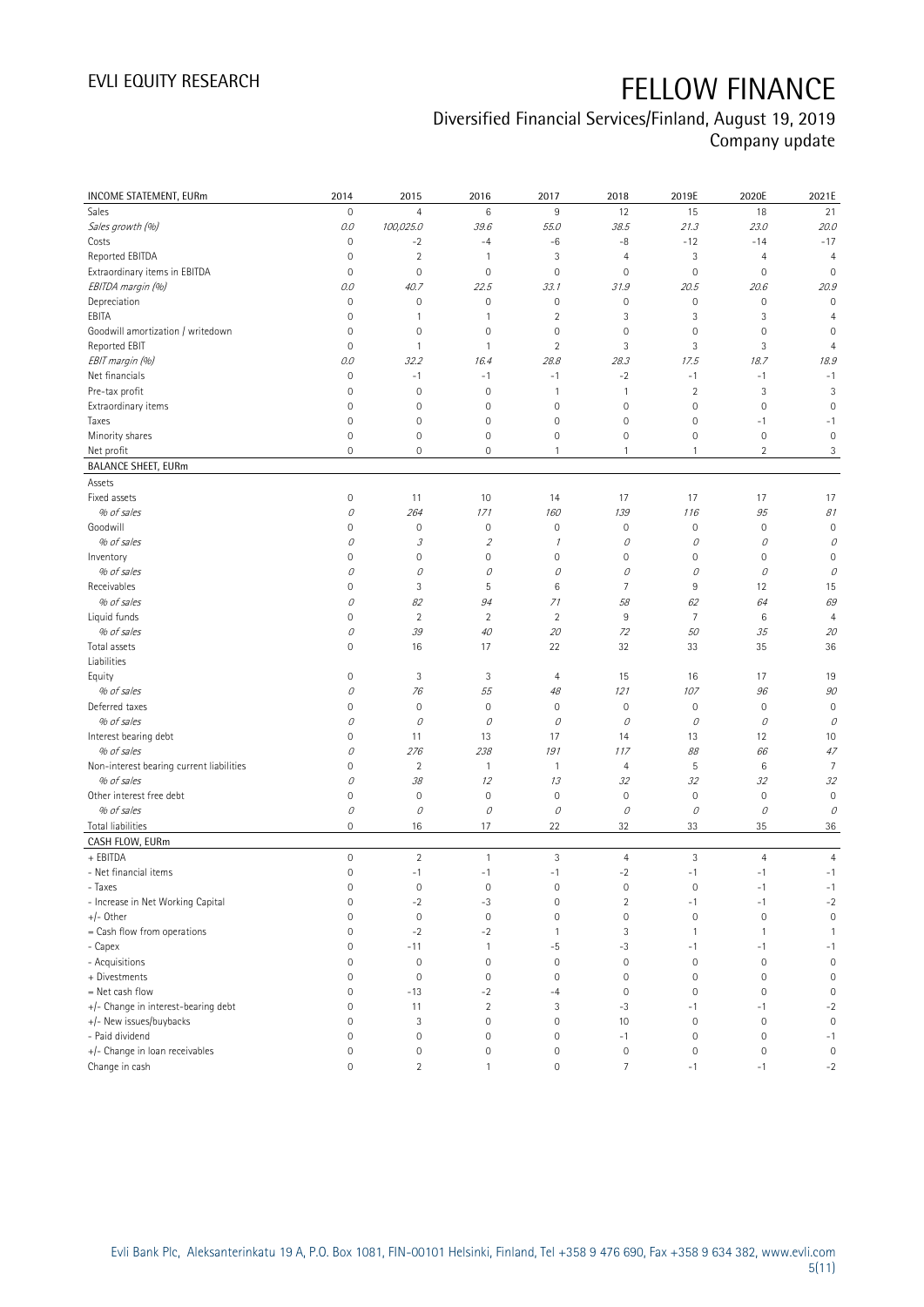# FELLOW FINANCE

## Diversified Financial Services/Finland, August 19, 2019
Company update

| INCOME STATEMENT, EURm | 2014 | 2015 | 2016 | 2017 | 2018 | 2019E | 2020E | 2021E |
|---|---|---|---|---|---|---|---|---|
| Sales | 0 | 4 | 6 | 9 | 12 | 15 | 18 | 21 |
| *Sales growth (%)* | *0.0* | *100,025.0* | *39.6* | *55.0* | *38.5* | *21.3* | *23.0* | *20.0* |
| Costs | 0 | -2 | -4 | -6 | -8 | -12 | -14 | -17 |
| Reported EBITDA | 0 | 2 | 1 | 3 | 4 | 3 | 4 | 4 |
| Extraordinary items in EBITDA | 0 | 0 | 0 | 0 | 0 | 0 | 0 | 0 |
| *EBITDA margin (%)* | *0.0* | *40.7* | *22.5* | *33.1* | *31.9* | *20.5* | *20.6* | *20.9* |
| Depreciation | 0 | 0 | 0 | 0 | 0 | 0 | 0 | 0 |
| EBITA | 0 | 1 | 1 | 2 | 3 | 3 | 3 | 4 |
| Goodwill amortization / writedown | 0 | 0 | 0 | 0 | 0 | 0 | 0 | 0 |
| Reported EBIT | 0 | 1 | 1 | 2 | 3 | 3 | 3 | 4 |
| *EBIT margin (%)* | *0.0* | *32.2* | *16.4* | *28.8* | *28.3* | *17.5* | *18.7* | *18.9* |
| Net financials | 0 | -1 | -1 | -1 | -2 | -1 | -1 | -1 |
| Pre-tax profit | 0 | 0 | 0 | 1 | 1 | 2 | 3 | 3 |
| Extraordinary items | 0 | 0 | 0 | 0 | 0 | 0 | 0 | 0 |
| Taxes | 0 | 0 | 0 | 0 | 0 | 0 | -1 | -1 |
| Minority shares | 0 | 0 | 0 | 0 | 0 | 0 | 0 | 0 |
| Net profit | 0 | 0 | 0 | 1 | 1 | 1 | 2 | 3 |
| **BALANCE SHEET, EURm** | | | | | | | | |
| Assets | | | | | | | | |
| Fixed assets | 0 | 11 | 10 | 14 | 17 | 17 | 17 | 17 |
| *% of sales* | *0* | *264* | *171* | *160* | *139* | *116* | *95* | *81* |
| Goodwill | 0 | 0 | 0 | 0 | 0 | 0 | 0 | 0 |
| *% of sales* | *0* | *3* | *2* | *1* | *0* | *0* | *0* | *0* |
| Inventory | 0 | 0 | 0 | 0 | 0 | 0 | 0 | 0 |
| *% of sales* | *0* | *0* | *0* | *0* | *0* | *0* | *0* | *0* |
| Receivables | 0 | 3 | 5 | 6 | 7 | 9 | 12 | 15 |
| *% of sales* | *0* | *82* | *94* | *71* | *58* | *62* | *64* | *69* |
| Liquid funds | 0 | 2 | 2 | 2 | 9 | 7 | 6 | 4 |
| *% of sales* | *0* | *39* | *40* | *20* | *72* | *50* | *35* | *20* |
| Total assets | 0 | 16 | 17 | 22 | 32 | 33 | 35 | 36 |
| Liabilities | | | | | | | | |
| Equity | 0 | 3 | 3 | 4 | 15 | 16 | 17 | 19 |
| *% of sales* | *0* | *76* | *55* | *48* | *121* | *107* | *96* | *90* |
| Deferred taxes | 0 | 0 | 0 | 0 | 0 | 0 | 0 | 0 |
| *% of sales* | *0* | *0* | *0* | *0* | *0* | *0* | *0* | *0* |
| Interest bearing debt | 0 | 11 | 13 | 17 | 14 | 13 | 12 | 10 |
| *% of sales* | *0* | *276* | *238* | *191* | *117* | *88* | *66* | *47* |
| Non-interest bearing current liabilities | 0 | 2 | 1 | 1 | 4 | 5 | 6 | 7 |
| *% of sales* | *0* | *38* | *12* | *13* | *32* | *32* | *32* | *32* |
| Other interest free debt | 0 | 0 | 0 | 0 | 0 | 0 | 0 | 0 |
| *% of sales* | *0* | *0* | *0* | *0* | *0* | *0* | *0* | *0* |
| Total liabilities | 0 | 16 | 17 | 22 | 32 | 33 | 35 | 36 |
| **CASH FLOW, EURm** | | | | | | | | |
| + EBITDA | 0 | 2 | 1 | 3 | 4 | 3 | 4 | 4 |
| - Net financial items | 0 | -1 | -1 | -1 | -2 | -1 | -1 | -1 |
| - Taxes | 0 | 0 | 0 | 0 | 0 | 0 | -1 | -1 |
| - Increase in Net Working Capital | 0 | -2 | -3 | 0 | 2 | -1 | -1 | -2 |
| +/- Other | 0 | 0 | 0 | 0 | 0 | 0 | 0 | 0 |
| = Cash flow from operations | 0 | -2 | -2 | 1 | 3 | 1 | 1 | 1 |
| - Capex | 0 | -11 | 1 | -5 | -3 | -1 | -1 | -1 |
| - Acquisitions | 0 | 0 | 0 | 0 | 0 | 0 | 0 | 0 |
| + Divestments | 0 | 0 | 0 | 0 | 0 | 0 | 0 | 0 |
| = Net cash flow | 0 | -13 | -2 | -4 | 0 | 0 | 0 | 0 |
| +/- Change in interest-bearing debt | 0 | 11 | 2 | 3 | -3 | -1 | -1 | -2 |
| +/- New issues/buybacks | 0 | 3 | 0 | 0 | 10 | 0 | 0 | 0 |
| - Paid dividend | 0 | 0 | 0 | 0 | -1 | 0 | 0 | -1 |
| +/- Change in loan receivables | 0 | 0 | 0 | 0 | 0 | 0 | 0 | 0 |
| Change in cash | 0 | 2 | 1 | 0 | 7 | -1 | -1 | -2 |

Evli Bank Plc, Aleksanterinkatu 19 A, P.O. Box 1081, FIN-00101 Helsinki, Finland, Tel +358 9 476 690, Fax +358 9 634 382, www.evli.com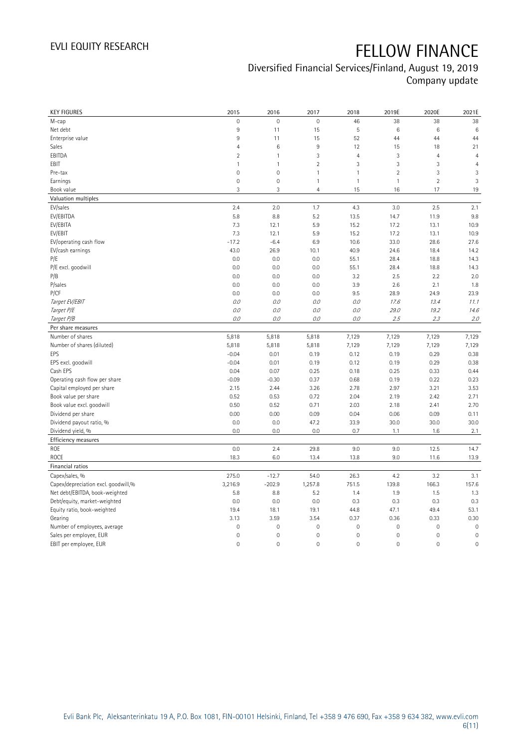# FELLOW FINANCE

Diversified Financial Services/Finland, August 19, 2019
Company update

| KEY FIGURES | 2015 | 2016 | 2017 | 2018 | 2019E | 2020E | 2021E |
|---|---|---|---|---|---|---|---|
| M-cap | 0 | 0 | 0 | 46 | 38 | 38 | 38 |
| Net debt | 9 | 11 | 15 | 5 | 6 | 6 | 6 |
| Enterprise value | 9 | 11 | 15 | 52 | 44 | 44 | 44 |
| Sales | 4 | 6 | 9 | 12 | 15 | 18 | 21 |
| EBITDA | 2 | 1 | 3 | 4 | 3 | 4 | 4 |
| EBIT | 1 | 1 | 2 | 3 | 3 | 3 | 4 |
| Pre-tax | 0 | 0 | 1 | 1 | 2 | 3 | 3 |
| Earnings | 0 | 0 | 1 | 1 | 1 | 2 | 3 |
| Book value | 3 | 3 | 4 | 15 | 16 | 17 | 19 |
| **Valuation multiples** | | | | | | | |
| EV/sales | 2.4 | 2.0 | 1.7 | 4.3 | 3.0 | 2.5 | 2.1 |
| EV/EBITDA | 5.8 | 8.8 | 5.2 | 13.5 | 14.7 | 11.9 | 9.8 |
| EV/EBITA | 7.3 | 12.1 | 5.9 | 15.2 | 17.2 | 13.1 | 10.9 |
| EV/EBIT | 7.3 | 12.1 | 5.9 | 15.2 | 17.2 | 13.1 | 10.9 |
| EV/operating cash flow | -17.2 | -6.4 | 6.9 | 10.6 | 33.0 | 28.6 | 27.6 |
| EV/cash earnings | 43.0 | 26.9 | 10.1 | 40.9 | 24.6 | 18.4 | 14.2 |
| P/E | 0.0 | 0.0 | 0.0 | 55.1 | 28.4 | 18.8 | 14.3 |
| P/E excl. goodwill | 0.0 | 0.0 | 0.0 | 55.1 | 28.4 | 18.8 | 14.3 |
| P/B | 0.0 | 0.0 | 0.0 | 3.2 | 2.5 | 2.2 | 2.0 |
| P/sales | 0.0 | 0.0 | 0.0 | 3.9 | 2.6 | 2.1 | 1.8 |
| P/CF | 0.0 | 0.0 | 0.0 | 9.5 | 28.9 | 24.9 | 23.9 |
| *Target EV/EBIT* | *0.0* | *0.0* | *0.0* | *0.0* | *17.6* | *13.4* | *11.1* |
| *Target P/E* | *0.0* | *0.0* | *0.0* | *0.0* | *29.0* | *19.2* | *14.6* |
| *Target P/B* | *0.0* | *0.0* | *0.0* | *0.0* | *2.5* | *2.3* | *2.0* |
| **Per share measures** | | | | | | | |
| Number of shares | 5,818 | 5,818 | 5,818 | 7,129 | 7,129 | 7,129 | 7,129 |
| Number of shares (diluted) | 5,818 | 5,818 | 5,818 | 7,129 | 7,129 | 7,129 | 7,129 |
| EPS | -0.04 | 0.01 | 0.19 | 0.12 | 0.19 | 0.29 | 0.38 |
| EPS excl. goodwill | -0.04 | 0.01 | 0.19 | 0.12 | 0.19 | 0.29 | 0.38 |
| Cash EPS | 0.04 | 0.07 | 0.25 | 0.18 | 0.25 | 0.33 | 0.44 |
| Operating cash flow per share | -0.09 | -0.30 | 0.37 | 0.68 | 0.19 | 0.22 | 0.23 |
| Capital employed per share | 2.15 | 2.44 | 3.26 | 2.78 | 2.97 | 3.21 | 3.53 |
| Book value per share | 0.52 | 0.53 | 0.72 | 2.04 | 2.19 | 2.42 | 2.71 |
| Book value excl. goodwill | 0.50 | 0.52 | 0.71 | 2.03 | 2.18 | 2.41 | 2.70 |
| Dividend per share | 0.00 | 0.00 | 0.09 | 0.04 | 0.06 | 0.09 | 0.11 |
| Dividend payout ratio, % | 0.0 | 0.0 | 47.2 | 33.9 | 30.0 | 30.0 | 30.0 |
| Dividend yield, % | 0.0 | 0.0 | 0.0 | 0.7 | 1.1 | 1.6 | 2.1 |
| **Efficiency measures** | | | | | | | |
| ROE | 0.0 | 2.4 | 29.8 | 9.0 | 9.0 | 12.5 | 14.7 |
| ROCE | 18.3 | 6.0 | 13.4 | 13.8 | 9.0 | 11.6 | 13.9 |
| **Financial ratios** | | | | | | | |
| Capex/sales, % | 275.0 | -12.7 | 54.0 | 26.3 | 4.2 | 3.2 | 3.1 |
| Capex/depreciation excl. goodwill,% | 3,216.9 | -202.9 | 1,257.8 | 751.5 | 139.8 | 166.3 | 157.6 |
| Net debt/EBITDA, book-weighted | 5.8 | 8.8 | 5.2 | 1.4 | 1.9 | 1.5 | 1.3 |
| Debt/equity, market-weighted | 0.0 | 0.0 | 0.0 | 0.3 | 0.3 | 0.3 | 0.3 |
| Equity ratio, book-weighted | 19.4 | 18.1 | 19.1 | 44.8 | 47.1 | 49.4 | 53.1 |
| Gearing | 3.13 | 3.59 | 3.54 | 0.37 | 0.36 | 0.33 | 0.30 |
| Number of employees, average | 0 | 0 | 0 | 0 | 0 | 0 | 0 |
| Sales per employee, EUR | 0 | 0 | 0 | 0 | 0 | 0 | 0 |
| EBIT per employee, EUR | 0 | 0 | 0 | 0 | 0 | 0 | 0 |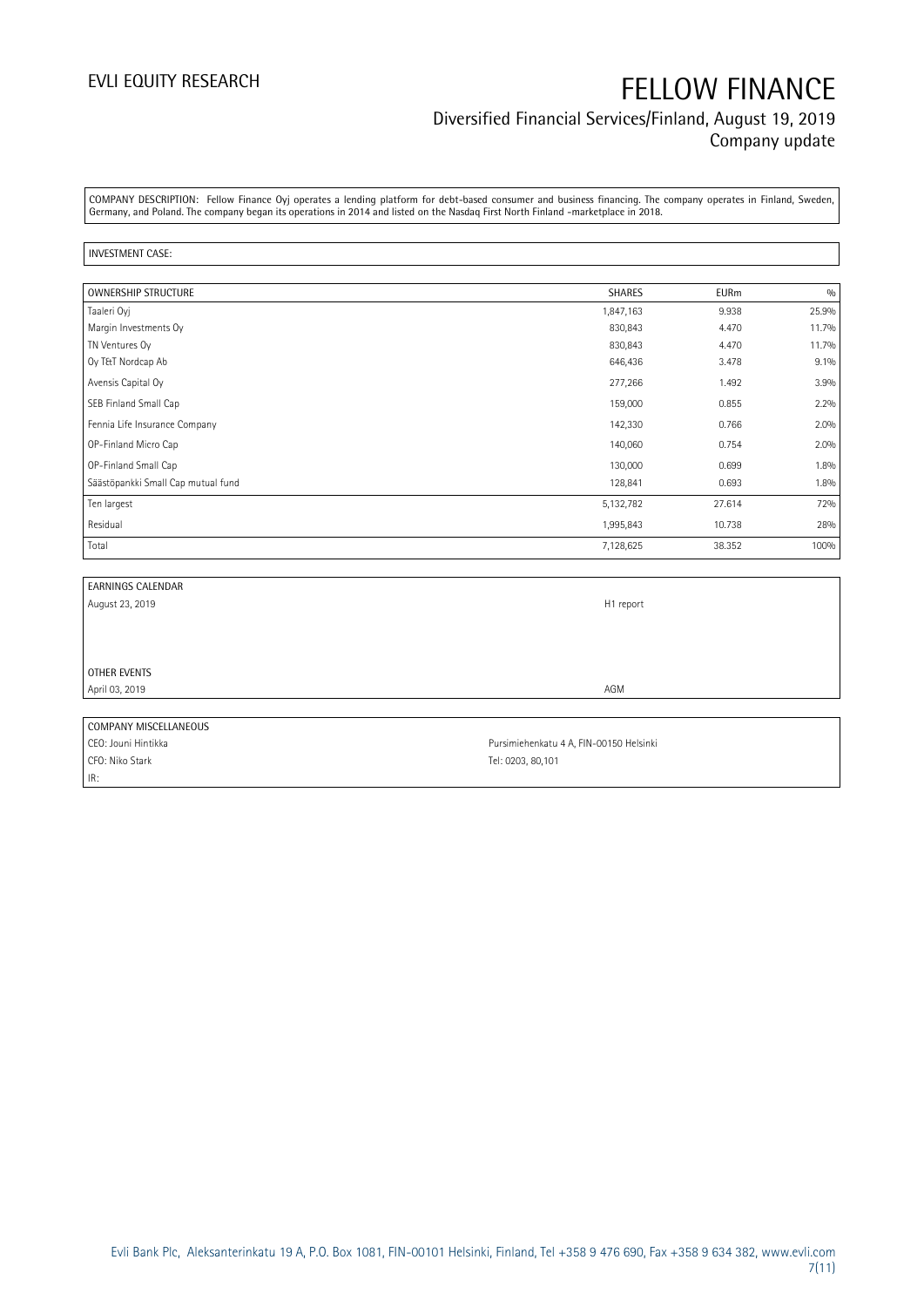COMPANY DESCRIPTION: Fellow Finance Oyj operates a lending platform for debt-based consumer and business financing. The company operates in Finland, Sweden, Germany, and Poland. The company began its operations in 2014 and listed on the Nasdaq First North Finland -marketplace in 2018.

INVESTMENT CASE:

| OWNERSHIP STRUCTURE | SHARES | EURm | % |
|---|---|---|---|
| Taaleri Oyj | 1,847,163 | 9.938 | 25.9% |
| Margin Investments Oy | 830,843 | 4.470 | 11.7% |
| TN Ventures Oy | 830,843 | 4.470 | 11.7% |
| Oy T&T Nordcap Ab | 646,436 | 3.478 | 9.1% |
| Avensis Capital Oy | 277,266 | 1.492 | 3.9% |
| SEB Finland Small Cap | 159,000 | 0.855 | 2.2% |
| Fennia Life Insurance Company | 142,330 | 0.766 | 2.0% |
| OP-Finland Micro Cap | 140,060 | 0.754 | 2.0% |
| OP-Finland Small Cap | 130,000 | 0.699 | 1.8% |
| Säästöpankki Small Cap mutual fund | 128,841 | 0.693 | 1.8% |
| Ten largest | 5,132,782 | 27.614 | 72% |
| Residual | 1,995,843 | 10.738 | 28% |
| Total | 7,128,625 | 38.352 | 100% |

| EARNINGS CALENDAR | |
|---|---|
| August 23, 2019 | H1 report |

| OTHER EVENTS | |
|---|---|
| April 03, 2019 | AGM |

| COMPANY MISCELLANEOUS | |
|---|---|
| CEO: Jouni Hintikka | Pursimiehenkatu 4 A, FIN-00150 Helsinki |
| CFO: Niko Stark | Tel: 0203, 80,101 |
| IR: | |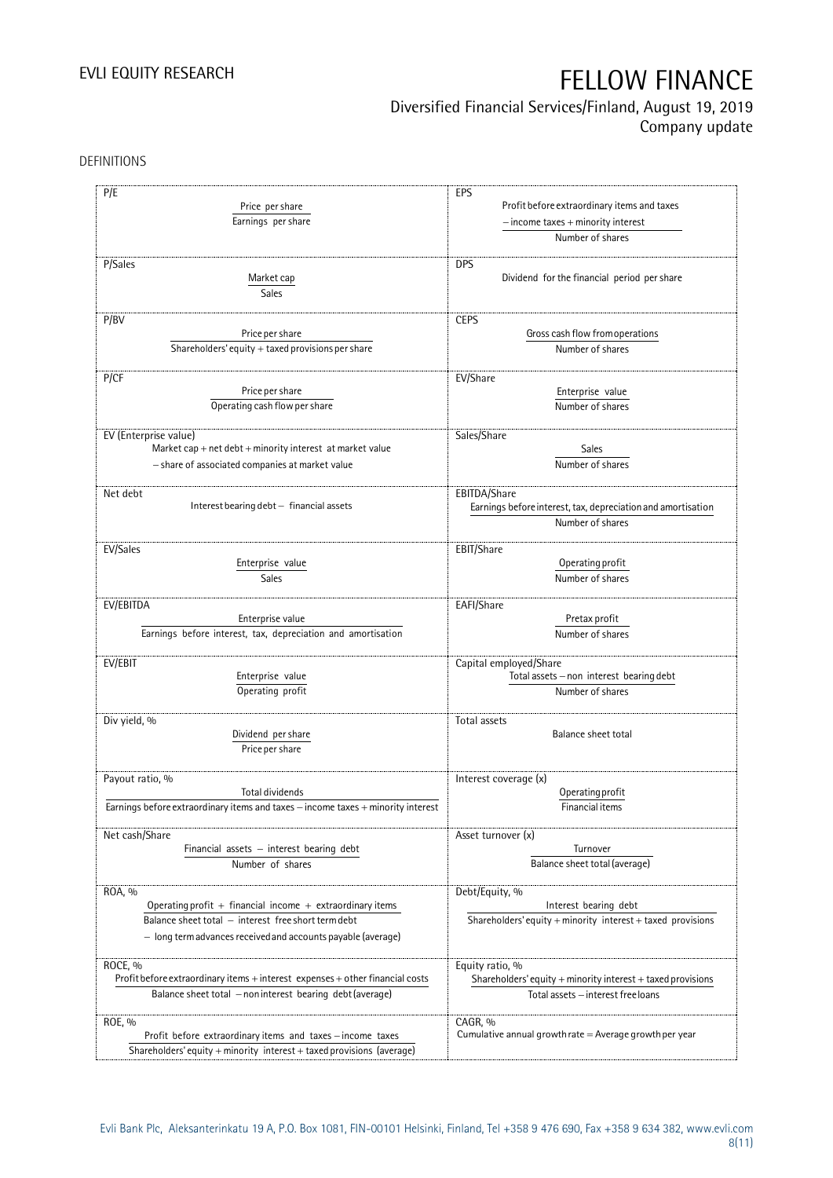# DEFINITIONS

| Definition | Formula | Definition | Formula |
|---|---|---|---|
| P/E | $\frac{\text{Price per share}}{\text{Earnings per share}}$ | EPS | $\frac{\text{Profit before extraordinary items and taxes} - \text{income taxes} + \text{minority interest}}{\text{Number of shares}}$ |
| P/Sales | $\frac{\text{Market cap}}{\text{Sales}}$ | DPS | Dividend for the financial period per share |
| P/BV | $\frac{\text{Price per share}}{\text{Shareholders' equity} + \text{taxed provisions per share}}$ | CEPS | $\frac{\text{Gross cash flow from operations}}{\text{Number of shares}}$ |
| P/CF | $\frac{\text{Price per share}}{\text{Operating cash flow per share}}$ | EV/Share | $\frac{\text{Enterprise value}}{\text{Number of shares}}$ |
| EV (Enterprise value) | Market cap + net debt + minority interest at market value − share of associated companies at market value | Sales/Share | $\frac{\text{Sales}}{\text{Number of shares}}$ |
| Net debt | Interest bearing debt − financial assets | EBITDA/Share | $\frac{\text{Earnings before interest, tax, depreciation and amortisation}}{\text{Number of shares}}$ |
| EV/Sales | $\frac{\text{Enterprise value}}{\text{Sales}}$ | EBIT/Share | $\frac{\text{Operating profit}}{\text{Number of shares}}$ |
| EV/EBITDA | $\frac{\text{Enterprise value}}{\text{Earnings before interest, tax, depreciation and amortisation}}$ | EAFI/Share | $\frac{\text{Pretax profit}}{\text{Number of shares}}$ |
| EV/EBIT | $\frac{\text{Enterprise value}}{\text{Operating profit}}$ | Capital employed/Share | $\frac{\text{Total assets} - \text{non interest bearing debt}}{\text{Number of shares}}$ |
| Div yield, % | $\frac{\text{Dividend per share}}{\text{Price per share}}$ | Total assets | Balance sheet total |
| Payout ratio, % | $\frac{\text{Total dividends}}{\text{Earnings before extraordinary items and taxes} - \text{income taxes} + \text{minority interest}}$ | Interest coverage (x) | $\frac{\text{Operating profit}}{\text{Financial items}}$ |
| Net cash/Share | $\frac{\text{Financial assets} - \text{interest bearing debt}}{\text{Number of shares}}$ | Asset turnover (x) | $\frac{\text{Turnover}}{\text{Balance sheet total (average)}}$ |
| ROA, % | $\frac{\text{Operating profit} + \text{financial income} + \text{extraordinary items}}{\text{Balance sheet total} - \text{interest free short term debt} - \text{long term advances received and accounts payable (average)}}$ | Debt/Equity, % | $\frac{\text{Interest bearing debt}}{\text{Shareholders' equity} + \text{minority interest} + \text{taxed provisions}}$ |
| ROCE, % | $\frac{\text{Profit before extraordinary items} + \text{interest expenses} + \text{other financial costs}}{\text{Balance sheet total} - \text{non interest bearing debt (average)}}$ | Equity ratio, % | $\frac{\text{Shareholders' equity} + \text{minority interest} + \text{taxed provisions}}{\text{Total assets} - \text{interest free loans}}$ |
| ROE, % | $\frac{\text{Profit before extraordinary items and taxes} - \text{income taxes}}{\text{Shareholders' equity} + \text{minority interest} + \text{taxed provisions (average)}}$ | CAGR, % | Cumulative annual growth rate = Average growth per year |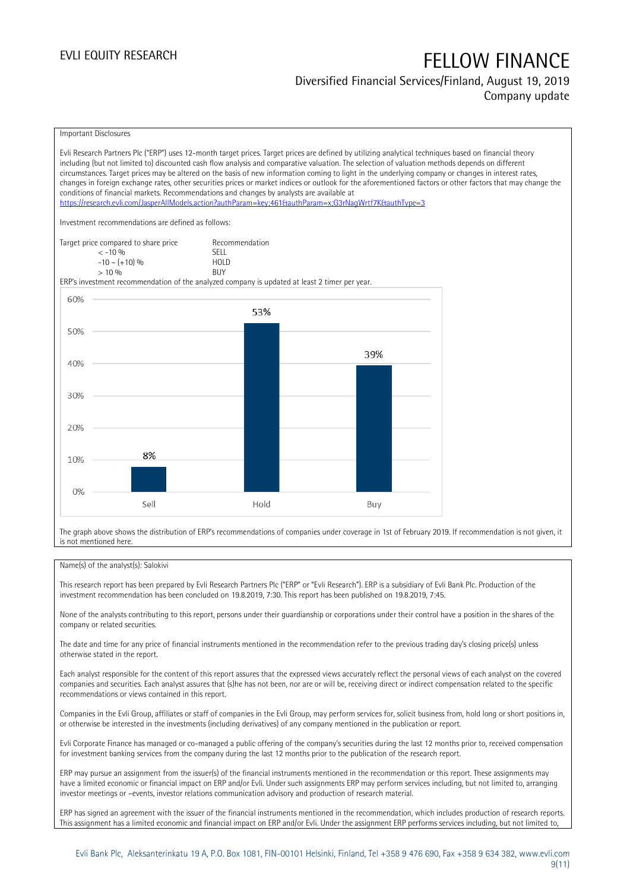Important Disclosures

Evli Research Partners Plc ("ERP") uses 12-month target prices. Target prices are defined by utilizing analytical techniques based on financial theory including (but not limited to) discounted cash flow analysis and comparative valuation. The selection of valuation methods depends on different circumstances. Target prices may be altered on the basis of new information coming to light in the underlying company or changes in interest rates, changes in foreign exchange rates, other securities prices or market indices or outlook for the aforementioned factors or other factors that may change the conditions of financial markets. Recommendations and changes by analysts are available at https://research.evli.com/JasperAllModels.action?authParam=key;461&authParam=x;G3rNagWrtf7K&authType=3

Investment recommendations are defined as follows:

| Target price compared to share price | Recommendation |
|---|---|
| < -10 % | SELL |
| -10 – (+10) % | HOLD |
| > 10 % | BUY |

ERP's investment recommendation of the analyzed company is updated at least 2 timer per year.

| | Sell | Hold | Buy |
|---|---|---|---|
| Share of recommendations | 8% | 53% | 39% |

The graph above shows the distribution of ERP's recommendations of companies under coverage in 1st of February 2019. If recommendation is not given, it is not mentioned here.

Name(s) of the analyst(s): Salokivi

This research report has been prepared by Evli Research Partners Plc ("ERP" or "Evli Research"). ERP is a subsidiary of Evli Bank Plc. Production of the investment recommendation has been concluded on 19.8.2019, 7:30. This report has been published on 19.8.2019, 7:45.

None of the analysts contributing to this report, persons under their guardianship or corporations under their control have a position in the shares of the company or related securities.

The date and time for any price of financial instruments mentioned in the recommendation refer to the previous trading day's closing price(s) unless otherwise stated in the report.

Each analyst responsible for the content of this report assures that the expressed views accurately reflect the personal views of each analyst on the covered companies and securities. Each analyst assures that (s)he has not been, nor are or will be, receiving direct or indirect compensation related to the specific recommendations or views contained in this report.

Companies in the Evli Group, affiliates or staff of companies in the Evli Group, may perform services for, solicit business from, hold long or short positions in, or otherwise be interested in the investments (including derivatives) of any company mentioned in the publication or report.

Evli Corporate Finance has managed or co-managed a public offering of the company's securities during the last 12 months prior to, received compensation for investment banking services from the company during the last 12 months prior to the publication of the research report.

ERP may pursue an assignment from the issuer(s) of the financial instruments mentioned in the recommendation or this report. These assignments may have a limited economic or financial impact on ERP and/or Evli. Under such assignments ERP may perform services including, but not limited to, arranging investor meetings or –events, investor relations communication advisory and production of research material.

ERP has signed an agreement with the issuer of the financial instruments mentioned in the recommendation, which includes production of research reports. This assignment has a limited economic and financial impact on ERP and/or Evli. Under the assignment ERP performs services including, but not limited to,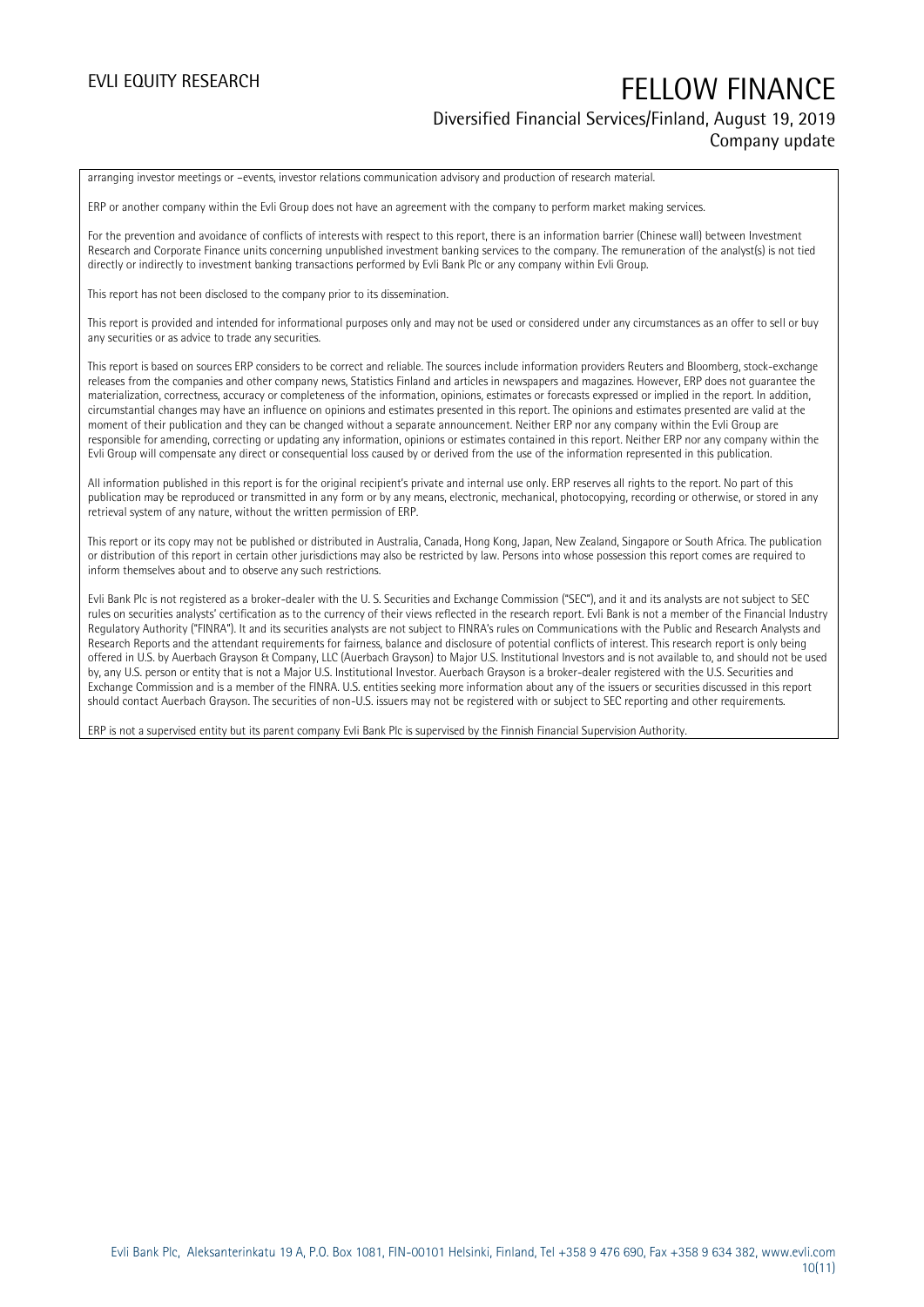arranging investor meetings or –events, investor relations communication advisory and production of research material.

ERP or another company within the Evli Group does not have an agreement with the company to perform market making services.

For the prevention and avoidance of conflicts of interests with respect to this report, there is an information barrier (Chinese wall) between Investment Research and Corporate Finance units concerning unpublished investment banking services to the company. The remuneration of the analyst(s) is not tied directly or indirectly to investment banking transactions performed by Evli Bank Plc or any company within Evli Group.

This report has not been disclosed to the company prior to its dissemination.

This report is provided and intended for informational purposes only and may not be used or considered under any circumstances as an offer to sell or buy any securities or as advice to trade any securities.

This report is based on sources ERP considers to be correct and reliable. The sources include information providers Reuters and Bloomberg, stock-exchange releases from the companies and other company news, Statistics Finland and articles in newspapers and magazines. However, ERP does not guarantee the materialization, correctness, accuracy or completeness of the information, opinions, estimates or forecasts expressed or implied in the report. In addition, circumstantial changes may have an influence on opinions and estimates presented in this report. The opinions and estimates presented are valid at the moment of their publication and they can be changed without a separate announcement. Neither ERP nor any company within the Evli Group are responsible for amending, correcting or updating any information, opinions or estimates contained in this report. Neither ERP nor any company within the Evli Group will compensate any direct or consequential loss caused by or derived from the use of the information represented in this publication.

All information published in this report is for the original recipient's private and internal use only. ERP reserves all rights to the report. No part of this publication may be reproduced or transmitted in any form or by any means, electronic, mechanical, photocopying, recording or otherwise, or stored in any retrieval system of any nature, without the written permission of ERP.

This report or its copy may not be published or distributed in Australia, Canada, Hong Kong, Japan, New Zealand, Singapore or South Africa. The publication or distribution of this report in certain other jurisdictions may also be restricted by law. Persons into whose possession this report comes are required to inform themselves about and to observe any such restrictions.

Evli Bank Plc is not registered as a broker-dealer with the U. S. Securities and Exchange Commission ("SEC"), and it and its analysts are not subject to SEC rules on securities analysts' certification as to the currency of their views reflected in the research report. Evli Bank is not a member of the Financial Industry Regulatory Authority ("FINRA"). It and its securities analysts are not subject to FINRA's rules on Communications with the Public and Research Analysts and Research Reports and the attendant requirements for fairness, balance and disclosure of potential conflicts of interest. This research report is only being offered in U.S. by Auerbach Grayson & Company, LLC (Auerbach Grayson) to Major U.S. Institutional Investors and is not available to, and should not be used by, any U.S. person or entity that is not a Major U.S. Institutional Investor. Auerbach Grayson is a broker-dealer registered with the U.S. Securities and Exchange Commission and is a member of the FINRA. U.S. entities seeking more information about any of the issuers or securities discussed in this report should contact Auerbach Grayson. The securities of non-U.S. issuers may not be registered with or subject to SEC reporting and other requirements.

ERP is not a supervised entity but its parent company Evli Bank Plc is supervised by the Finnish Financial Supervision Authority.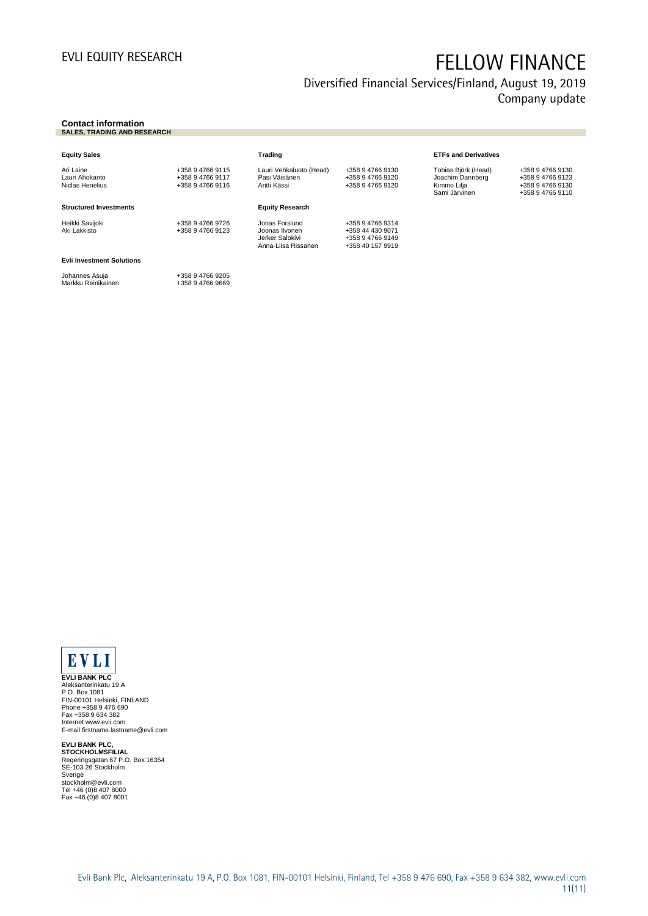**Contact information**

**SALES, TRADING AND RESEARCH**

**Equity Sales**

| | |
|---|---|
| Ari Laine | +358 9 4766 9115 |
| Lauri Ahokanto | +358 9 4766 9117 |
| Niclas Henelius | +358 9 4766 9116 |

**Structured Investments**

| | |
|---|---|
| Heikki Savijoki | +358 9 4766 9726 |
| Aki Lakkisto | +358 9 4766 9123 |

**Evli Investment Solutions**

| | |
|---|---|
| Johannes Asuja | +358 9 4766 9205 |
| Markku Reinikainen | +358 9 4766 9669 |

**Trading**

| | |
|---|---|
| Lauri Vehkaluoto (Head) | +358 9 4766 9130 |
| Pasi Väisänen | +358 9 4766 9120 |
| Antti Kässi | +358 9 4766 9120 |

**Equity Research**

| | |
|---|---|
| Jonas Forslund | +358 9 4766 9314 |
| Joonas Ilvonen | +358 44 430 9071 |
| Jerker Salokivi | +358 9 4766 9149 |
| Anna-Liisa Rissanen | +358 40 157 9919 |

**ETFs and Derivatives**

| | |
|---|---|
| Tobias Björk (Head) | +358 9 4766 9130 |
| Joachim Dannberg | +358 9 4766 9123 |
| Kimmo Lilja | +358 9 4766 9130 |
| Sami Järvinen | +358 9 4766 9110 |

EVLI

**EVLI BANK PLC**
Aleksanterinkatu 19 A
P.O. Box 1081
FIN-00101 Helsinki, FINLAND
Phone +358 9 476 690
Fax +358 9 634 382
Internet www.evli.com
E-mail firstname.lastname@evli.com

**EVLI BANK PLC, STOCKHOLMSFILIAL**
Regeringsgatan 67 P.O. Box 16354
SE-103 26 Stockholm
Sverige
stockholm@evli.com
Tel +46 (0)8 407 8000
Fax +46 (0)8 407 8001